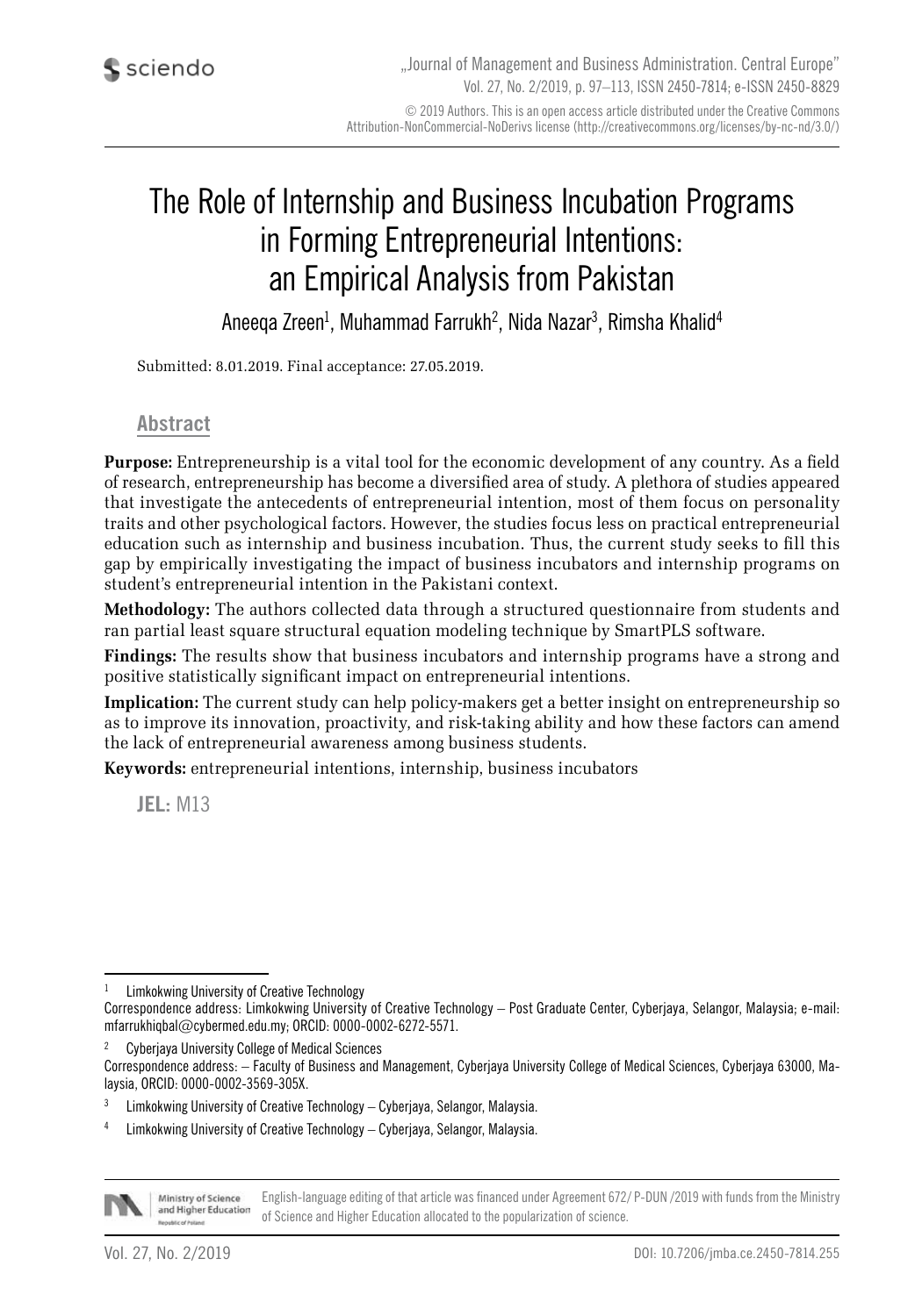# The Role of Internship and Business Incubation Programs in Forming Entrepreneurial Intentions: an Empirical Analysis from Pakistan

Aneeqa Zreen[1], Muhammad Farrukh[2], Nida Nazar[3], Rimsha Khalid[4]

Submitted: 8.01.2019. Final acceptance: 27.05.2019.

## Abstract

**Purpose:** Entrepreneurship is a vital tool for the economic development of any country. As a field of research, entrepreneurship has become a diversified area of study. A plethora of studies appeared that investigate the antecedents of entrepreneurial intention, most of them focus on personality traits and other psychological factors. However, the studies focus less on practical entrepreneurial education such as internship and business incubation. Thus, the current study seeks to fill this gap by empirically investigating the impact of business incubators and internship programs on student's entrepreneurial intention in the Pakistani context.

**Methodology:** The authors collected data through a structured questionnaire from students and ran partial least square structural equation modeling technique by SmartPLS software.

**Findings:** The results show that business incubators and internship programs have a strong and positive statistically significant impact on entrepreneurial intentions.

**Implication:** The current study can help policy-makers get a better insight on entrepreneurship so as to improve its innovation, proactivity, and risk-taking ability and how these factors can amend the lack of entrepreneurial awareness among business students.

**Keywords:** entrepreneurial intentions, internship, business incubators

**JEL:** M13

---

[1] Limkokwing University of Creative Technology
Correspondence address: Limkokwing University of Creative Technology – Post Graduate Center, Cyberjaya, Selangor, Malaysia; e-mail: mfarrukhiqbal@cybermed.edu.my; ORCID: 0000-0002-6272-5571.

[2] Cyberjaya University College of Medical Sciences
Correspondence address: – Faculty of Business and Management, Cyberjaya University College of Medical Sciences, Cyberjaya 63000, Malaysia, ORCID: 0000-0002-3569-305X.

[3] Limkokwing University of Creative Technology – Cyberjaya, Selangor, Malaysia.

[4] Limkokwing University of Creative Technology – Cyberjaya, Selangor, Malaysia.

English-language editing of that article was financed under Agreement 672/ P-DUN /2019 with funds from the Ministry of Science and Higher Education allocated to the popularization of science.

DOI: 10.7206/jmba.ce.2450-7814.255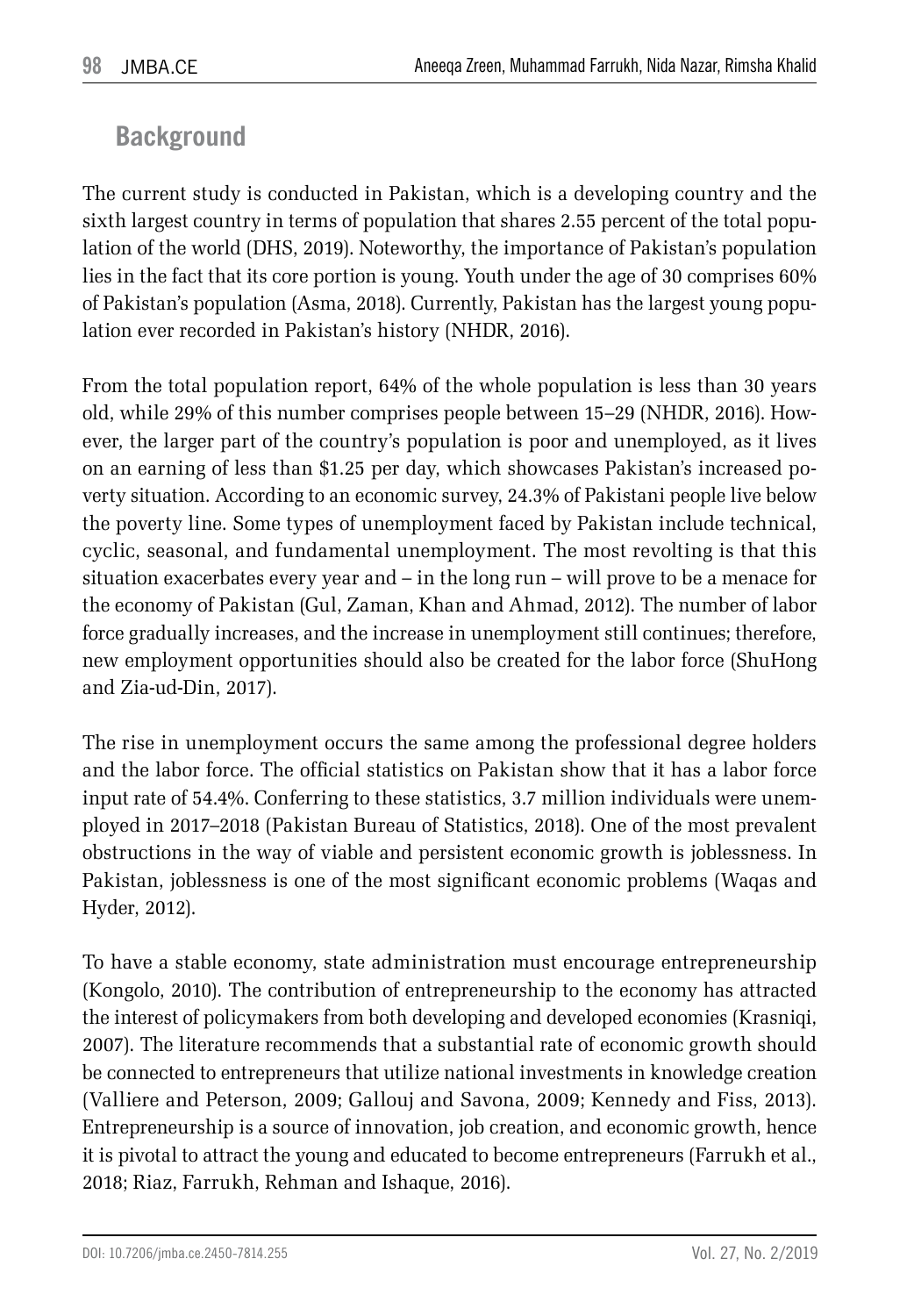## Background

The current study is conducted in Pakistan, which is a developing country and the sixth largest country in terms of population that shares 2.55 percent of the total population of the world (DHS, 2019). Noteworthy, the importance of Pakistan's population lies in the fact that its core portion is young. Youth under the age of 30 comprises 60% of Pakistan's population (Asma, 2018). Currently, Pakistan has the largest young population ever recorded in Pakistan's history (NHDR, 2016).

From the total population report, 64% of the whole population is less than 30 years old, while 29% of this number comprises people between 15–29 (NHDR, 2016). However, the larger part of the country's population is poor and unemployed, as it lives on an earning of less than \$1.25 per day, which showcases Pakistan's increased poverty situation. According to an economic survey, 24.3% of Pakistani people live below the poverty line. Some types of unemployment faced by Pakistan include technical, cyclic, seasonal, and fundamental unemployment. The most revolting is that this situation exacerbates every year and – in the long run – will prove to be a menace for the economy of Pakistan (Gul, Zaman, Khan and Ahmad, 2012). The number of labor force gradually increases, and the increase in unemployment still continues; therefore, new employment opportunities should also be created for the labor force (ShuHong and Zia-ud-Din, 2017).

The rise in unemployment occurs the same among the professional degree holders and the labor force. The official statistics on Pakistan show that it has a labor force input rate of 54.4%. Conferring to these statistics, 3.7 million individuals were unemployed in 2017–2018 (Pakistan Bureau of Statistics, 2018). One of the most prevalent obstructions in the way of viable and persistent economic growth is joblessness. In Pakistan, joblessness is one of the most significant economic problems (Waqas and Hyder, 2012).

To have a stable economy, state administration must encourage entrepreneurship (Kongolo, 2010). The contribution of entrepreneurship to the economy has attracted the interest of policymakers from both developing and developed economies (Krasniqi, 2007). The literature recommends that a substantial rate of economic growth should be connected to entrepreneurs that utilize national investments in knowledge creation (Valliere and Peterson, 2009; Gallouj and Savona, 2009; Kennedy and Fiss, 2013). Entrepreneurship is a source of innovation, job creation, and economic growth, hence it is pivotal to attract the young and educated to become entrepreneurs (Farrukh et al., 2018; Riaz, Farrukh, Rehman and Ishaque, 2016).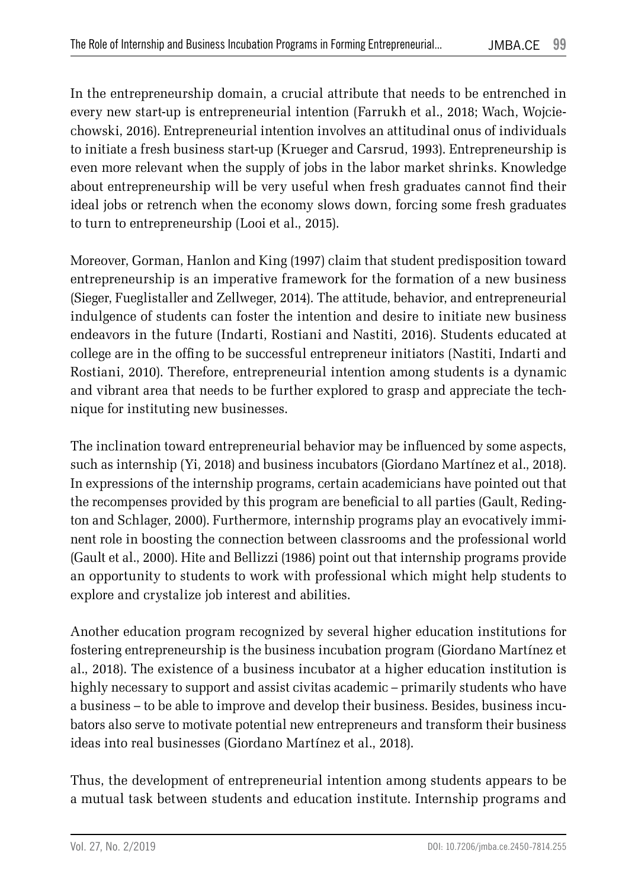In the entrepreneurship domain, a crucial attribute that needs to be entrenched in every new start-up is entrepreneurial intention (Farrukh et al., 2018; Wach, Wojciechowski, 2016). Entrepreneurial intention involves an attitudinal onus of individuals to initiate a fresh business start-up (Krueger and Carsrud, 1993). Entrepreneurship is even more relevant when the supply of jobs in the labor market shrinks. Knowledge about entrepreneurship will be very useful when fresh graduates cannot find their ideal jobs or retrench when the economy slows down, forcing some fresh graduates to turn to entrepreneurship (Looi et al., 2015).

Moreover, Gorman, Hanlon and King (1997) claim that student predisposition toward entrepreneurship is an imperative framework for the formation of a new business (Sieger, Fueglistaller and Zellweger, 2014). The attitude, behavior, and entrepreneurial indulgence of students can foster the intention and desire to initiate new business endeavors in the future (Indarti, Rostiani and Nastiti, 2016). Students educated at college are in the offing to be successful entrepreneur initiators (Nastiti, Indarti and Rostiani, 2010). Therefore, entrepreneurial intention among students is a dynamic and vibrant area that needs to be further explored to grasp and appreciate the technique for instituting new businesses.

The inclination toward entrepreneurial behavior may be influenced by some aspects, such as internship (Yi, 2018) and business incubators (Giordano Martínez et al., 2018). In expressions of the internship programs, certain academicians have pointed out that the recompenses provided by this program are beneficial to all parties (Gault, Redington and Schlager, 2000). Furthermore, internship programs play an evocatively imminent role in boosting the connection between classrooms and the professional world (Gault et al., 2000). Hite and Bellizzi (1986) point out that internship programs provide an opportunity to students to work with professional which might help students to explore and crystalize job interest and abilities.

Another education program recognized by several higher education institutions for fostering entrepreneurship is the business incubation program (Giordano Martínez et al., 2018). The existence of a business incubator at a higher education institution is highly necessary to support and assist civitas academic – primarily students who have a business – to be able to improve and develop their business. Besides, business incubators also serve to motivate potential new entrepreneurs and transform their business ideas into real businesses (Giordano Martínez et al., 2018).

Thus, the development of entrepreneurial intention among students appears to be a mutual task between students and education institute. Internship programs and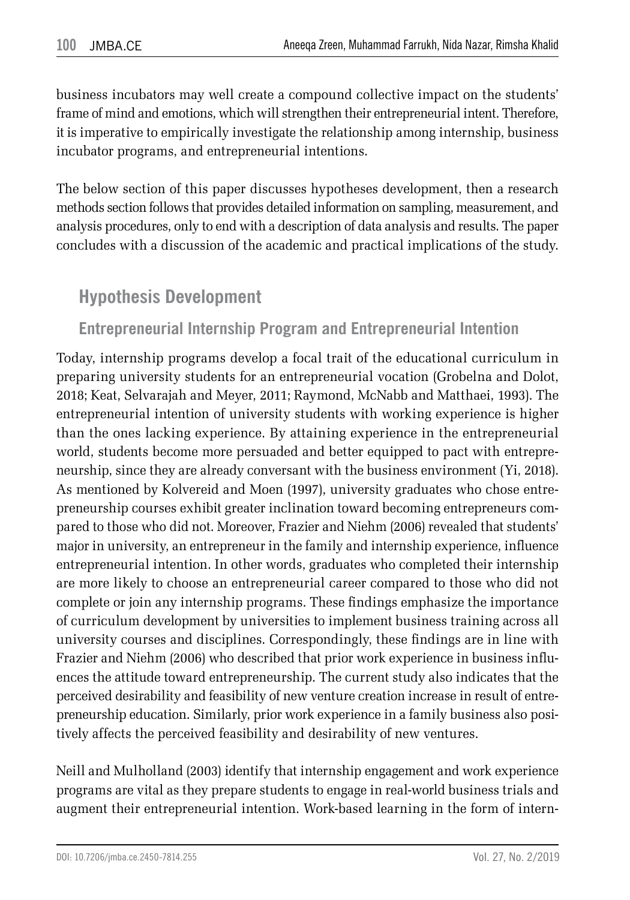business incubators may well create a compound collective impact on the students' frame of mind and emotions, which will strengthen their entrepreneurial intent. Therefore, it is imperative to empirically investigate the relationship among internship, business incubator programs, and entrepreneurial intentions.

The below section of this paper discusses hypotheses development, then a research methods section follows that provides detailed information on sampling, measurement, and analysis procedures, only to end with a description of data analysis and results. The paper concludes with a discussion of the academic and practical implications of the study.

## Hypothesis Development

### Entrepreneurial Internship Program and Entrepreneurial Intention

Today, internship programs develop a focal trait of the educational curriculum in preparing university students for an entrepreneurial vocation (Grobelna and Dolot, 2018; Keat, Selvarajah and Meyer, 2011; Raymond, McNabb and Matthaei, 1993). The entrepreneurial intention of university students with working experience is higher than the ones lacking experience. By attaining experience in the entrepreneurial world, students become more persuaded and better equipped to pact with entrepreneurship, since they are already conversant with the business environment (Yi, 2018). As mentioned by Kolvereid and Moen (1997), university graduates who chose entrepreneurship courses exhibit greater inclination toward becoming entrepreneurs compared to those who did not. Moreover, Frazier and Niehm (2006) revealed that students' major in university, an entrepreneur in the family and internship experience, influence entrepreneurial intention. In other words, graduates who completed their internship are more likely to choose an entrepreneurial career compared to those who did not complete or join any internship programs. These findings emphasize the importance of curriculum development by universities to implement business training across all university courses and disciplines. Correspondingly, these findings are in line with Frazier and Niehm (2006) who described that prior work experience in business influences the attitude toward entrepreneurship. The current study also indicates that the perceived desirability and feasibility of new venture creation increase in result of entrepreneurship education. Similarly, prior work experience in a family business also positively affects the perceived feasibility and desirability of new ventures.

Neill and Mulholland (2003) identify that internship engagement and work experience programs are vital as they prepare students to engage in real-world business trials and augment their entrepreneurial intention. Work-based learning in the form of intern-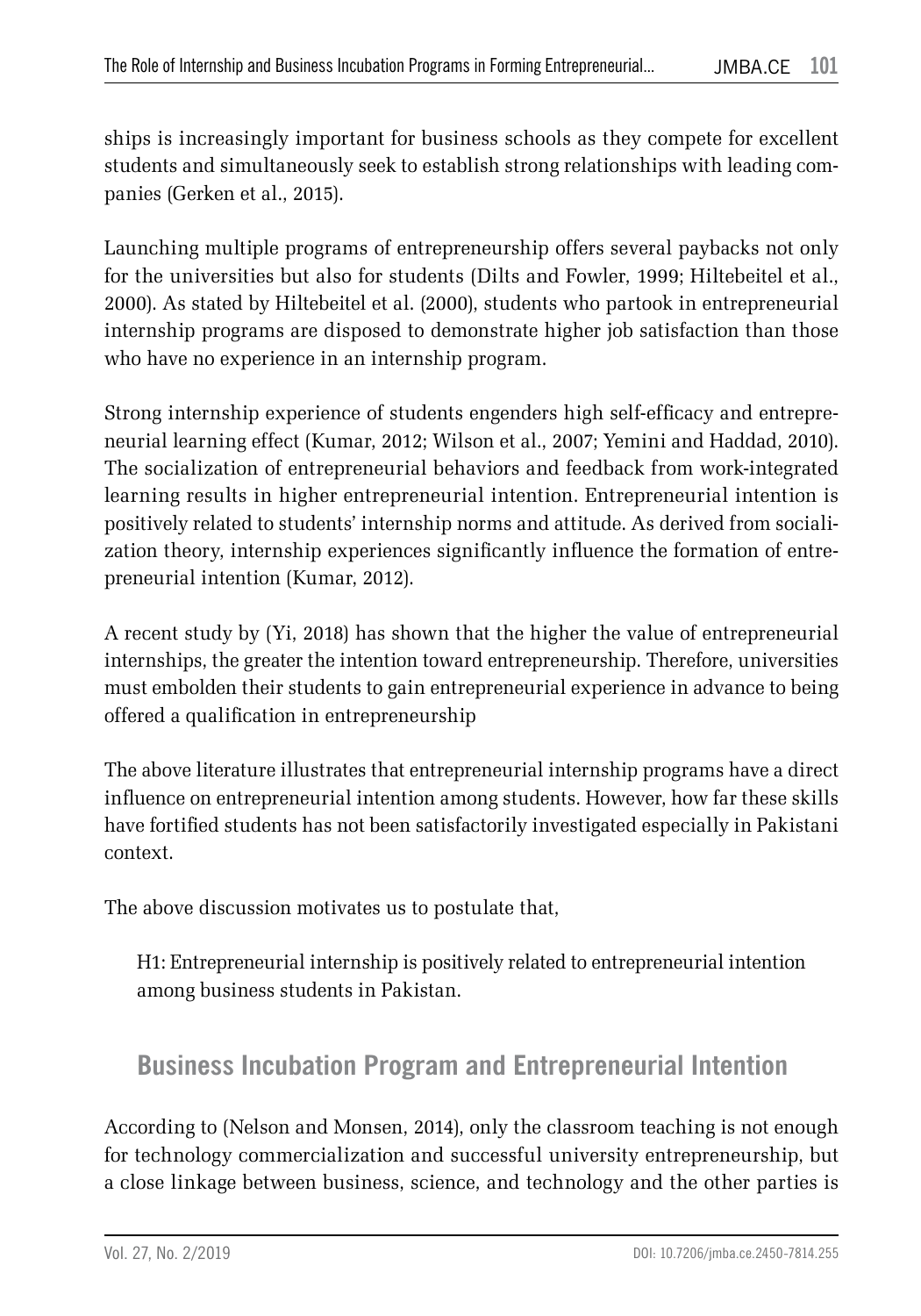ships is increasingly important for business schools as they compete for excellent students and simultaneously seek to establish strong relationships with leading companies (Gerken et al., 2015).

Launching multiple programs of entrepreneurship offers several paybacks not only for the universities but also for students (Dilts and Fowler, 1999; Hiltebeitel et al., 2000). As stated by Hiltebeitel et al. (2000), students who partook in entrepreneurial internship programs are disposed to demonstrate higher job satisfaction than those who have no experience in an internship program.

Strong internship experience of students engenders high self-efficacy and entrepreneurial learning effect (Kumar, 2012; Wilson et al., 2007; Yemini and Haddad, 2010). The socialization of entrepreneurial behaviors and feedback from work-integrated learning results in higher entrepreneurial intention. Entrepreneurial intention is positively related to students' internship norms and attitude. As derived from socialization theory, internship experiences significantly influence the formation of entrepreneurial intention (Kumar, 2012).

A recent study by (Yi, 2018) has shown that the higher the value of entrepreneurial internships, the greater the intention toward entrepreneurship. Therefore, universities must embolden their students to gain entrepreneurial experience in advance to being offered a qualification in entrepreneurship

The above literature illustrates that entrepreneurial internship programs have a direct influence on entrepreneurial intention among students. However, how far these skills have fortified students has not been satisfactorily investigated especially in Pakistani context.

The above discussion motivates us to postulate that,

> H1: Entrepreneurial internship is positively related to entrepreneurial intention among business students in Pakistan.

## Business Incubation Program and Entrepreneurial Intention

According to (Nelson and Monsen, 2014), only the classroom teaching is not enough for technology commercialization and successful university entrepreneurship, but a close linkage between business, science, and technology and the other parties is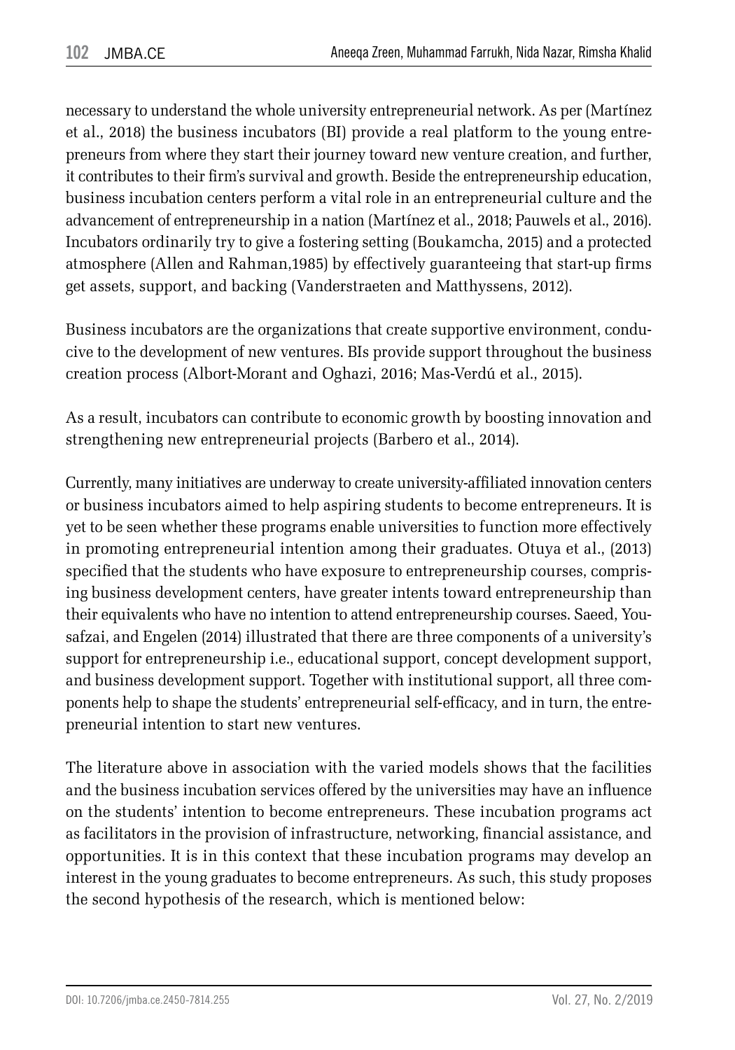necessary to understand the whole university entrepreneurial network. As per (Martínez et al., 2018) the business incubators (BI) provide a real platform to the young entrepreneurs from where they start their journey toward new venture creation, and further, it contributes to their firm's survival and growth. Beside the entrepreneurship education, business incubation centers perform a vital role in an entrepreneurial culture and the advancement of entrepreneurship in a nation (Martínez et al., 2018; Pauwels et al., 2016). Incubators ordinarily try to give a fostering setting (Boukamcha, 2015) and a protected atmosphere (Allen and Rahman,1985) by effectively guaranteeing that start-up firms get assets, support, and backing (Vanderstraeten and Matthyssens, 2012).

Business incubators are the organizations that create supportive environment, conducive to the development of new ventures. BIs provide support throughout the business creation process (Albort-Morant and Oghazi, 2016; Mas-Verdú et al., 2015).

As a result, incubators can contribute to economic growth by boosting innovation and strengthening new entrepreneurial projects (Barbero et al., 2014).

Currently, many initiatives are underway to create university-affiliated innovation centers or business incubators aimed to help aspiring students to become entrepreneurs. It is yet to be seen whether these programs enable universities to function more effectively in promoting entrepreneurial intention among their graduates. Otuya et al., (2013) specified that the students who have exposure to entrepreneurship courses, comprising business development centers, have greater intents toward entrepreneurship than their equivalents who have no intention to attend entrepreneurship courses. Saeed, Yousafzai, and Engelen (2014) illustrated that there are three components of a university's support for entrepreneurship i.e., educational support, concept development support, and business development support. Together with institutional support, all three components help to shape the students' entrepreneurial self-efficacy, and in turn, the entrepreneurial intention to start new ventures.

The literature above in association with the varied models shows that the facilities and the business incubation services offered by the universities may have an influence on the students' intention to become entrepreneurs. These incubation programs act as facilitators in the provision of infrastructure, networking, financial assistance, and opportunities. It is in this context that these incubation programs may develop an interest in the young graduates to become entrepreneurs. As such, this study proposes the second hypothesis of the research, which is mentioned below: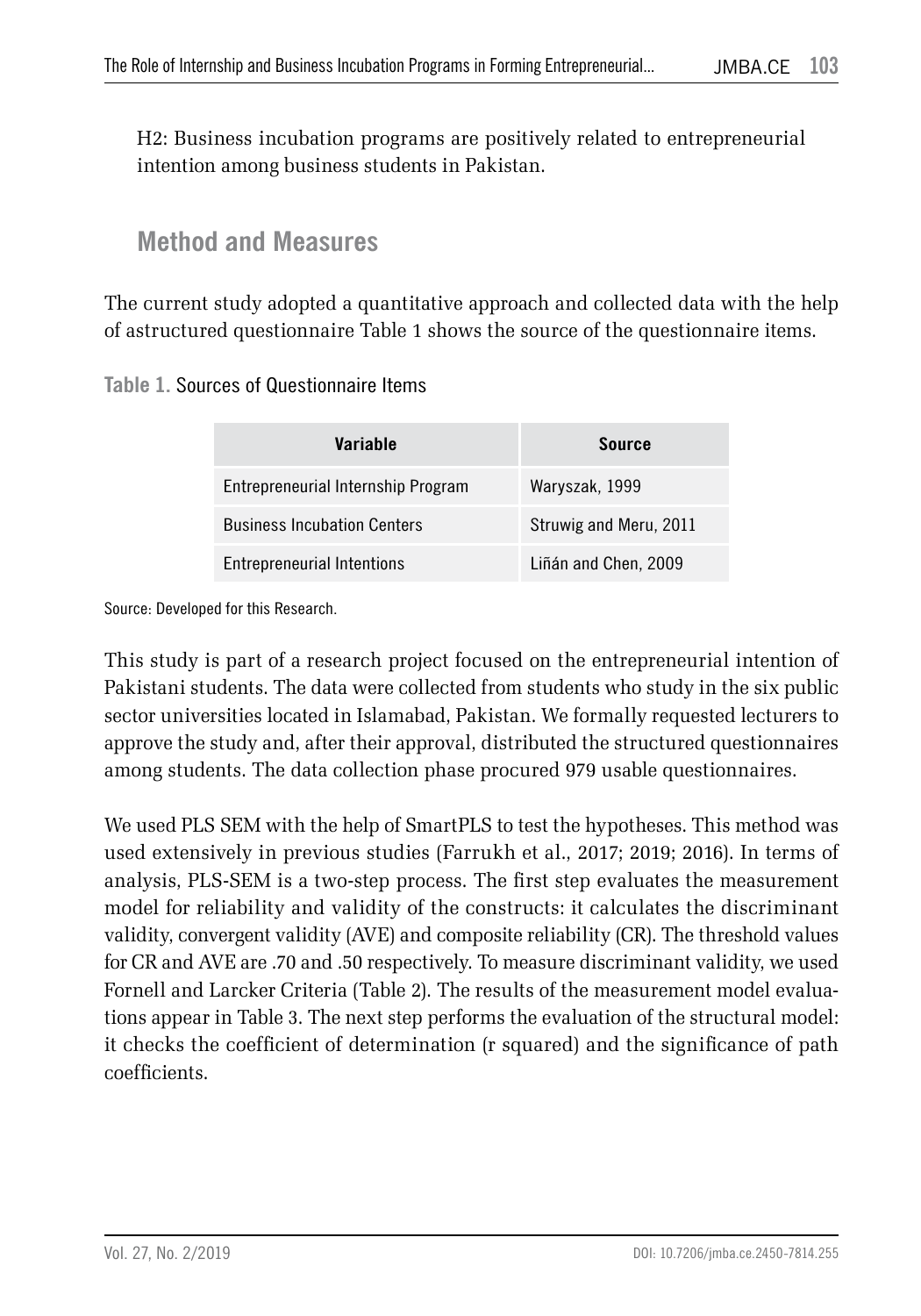H2: Business incubation programs are positively related to entrepreneurial intention among business students in Pakistan.

## Method and Measures

The current study adopted a quantitative approach and collected data with the help of astructured questionnaire Table 1 shows the source of the questionnaire items.

**Table 1.** Sources of Questionnaire Items

| Variable | Source |
|---|---|
| Entrepreneurial Internship Program | Waryszak, 1999 |
| Business Incubation Centers | Struwig and Meru, 2011 |
| Entrepreneurial Intentions | Liñán and Chen, 2009 |

Source: Developed for this Research.

This study is part of a research project focused on the entrepreneurial intention of Pakistani students. The data were collected from students who study in the six public sector universities located in Islamabad, Pakistan. We formally requested lecturers to approve the study and, after their approval, distributed the structured questionnaires among students. The data collection phase procured 979 usable questionnaires.

We used PLS SEM with the help of SmartPLS to test the hypotheses. This method was used extensively in previous studies (Farrukh et al., 2017; 2019; 2016). In terms of analysis, PLS-SEM is a two-step process. The first step evaluates the measurement model for reliability and validity of the constructs: it calculates the discriminant validity, convergent validity (AVE) and composite reliability (CR). The threshold values for CR and AVE are .70 and .50 respectively. To measure discriminant validity, we used Fornell and Larcker Criteria (Table 2). The results of the measurement model evaluations appear in Table 3. The next step performs the evaluation of the structural model: it checks the coefficient of determination (r squared) and the significance of path coefficients.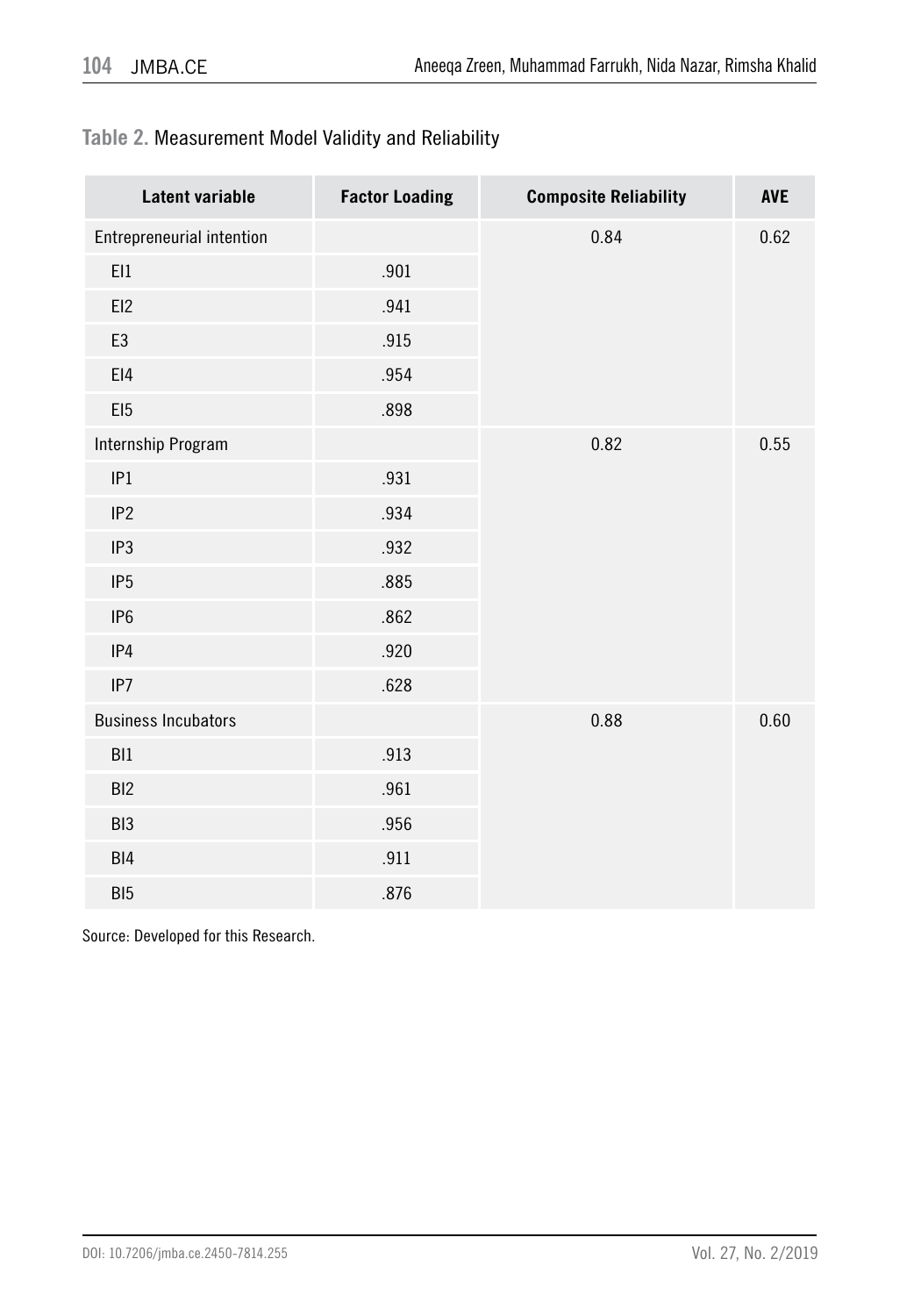**Table 2.** Measurement Model Validity and Reliability

| Latent variable | Factor Loading | Composite Reliability | AVE |
|---|---|---|---|
| Entrepreneurial intention | | 0.84 | 0.62 |
| EI1 | .901 | | |
| EI2 | .941 | | |
| E3 | .915 | | |
| EI4 | .954 | | |
| EI5 | .898 | | |
| Internship Program | | 0.82 | 0.55 |
| IP1 | .931 | | |
| IP2 | .934 | | |
| IP3 | .932 | | |
| IP5 | .885 | | |
| IP6 | .862 | | |
| IP4 | .920 | | |
| IP7 | .628 | | |
| Business Incubators | | 0.88 | 0.60 |
| BI1 | .913 | | |
| BI2 | .961 | | |
| BI3 | .956 | | |
| BI4 | .911 | | |
| BI5 | .876 | | |

Source: Developed for this Research.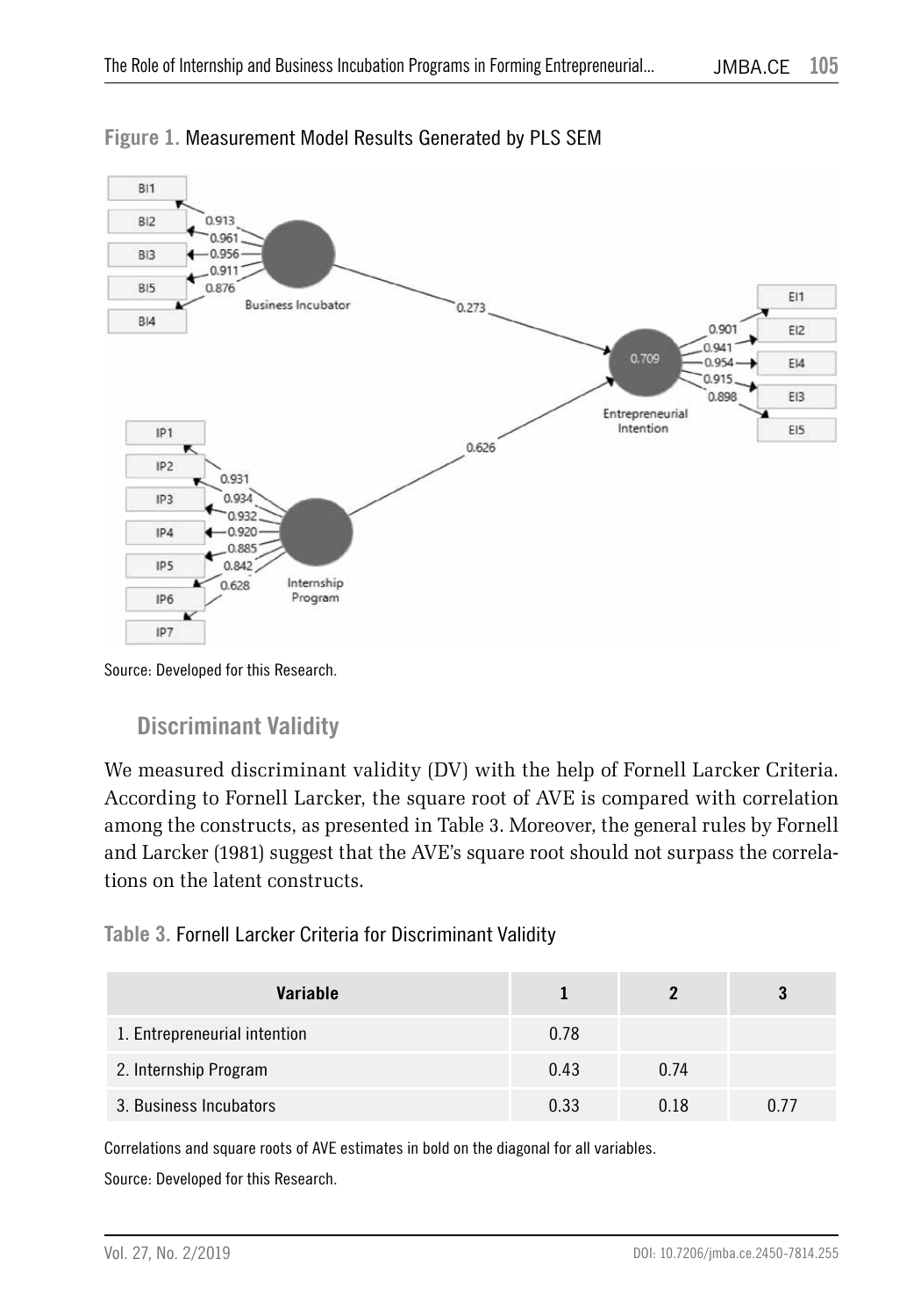**Figure 1.** Measurement Model Results Generated by PLS SEM

Source: Developed for this Research.

## Discriminant Validity

We measured discriminant validity (DV) with the help of Fornell Larcker Criteria. According to Fornell Larcker, the square root of AVE is compared with correlation among the constructs, as presented in Table 3. Moreover, the general rules by Fornell and Larcker (1981) suggest that the AVE's square root should not surpass the correlations on the latent constructs.

**Table 3.** Fornell Larcker Criteria for Discriminant Validity

| Variable | 1 | 2 | 3 |
|---|---|---|---|
| 1. Entrepreneurial intention | 0.78 | | |
| 2. Internship Program | 0.43 | 0.74 | |
| 3. Business Incubators | 0.33 | 0.18 | 0.77 |

Correlations and square roots of AVE estimates in bold on the diagonal for all variables.

Source: Developed for this Research.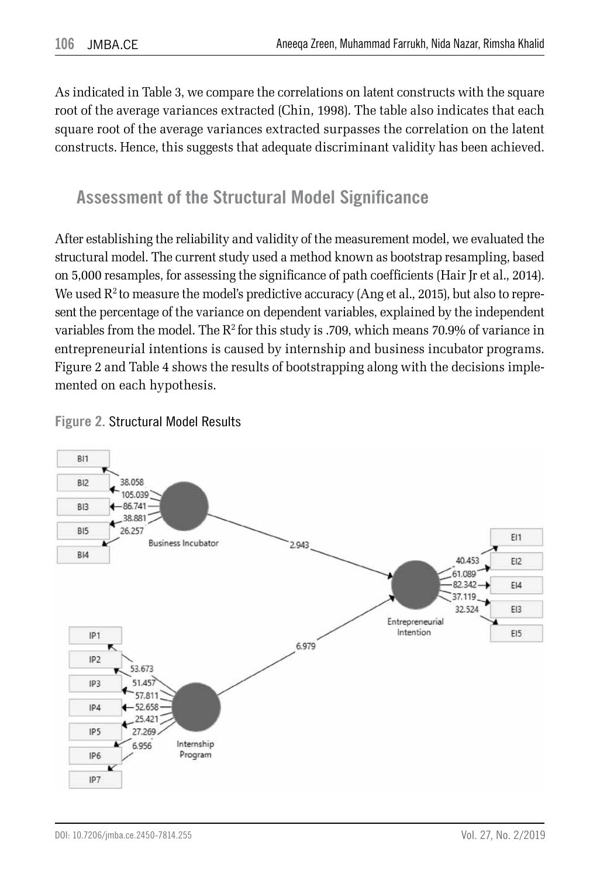As indicated in Table 3, we compare the correlations on latent constructs with the square root of the average variances extracted (Chin, 1998). The table also indicates that each square root of the average variances extracted surpasses the correlation on the latent constructs. Hence, this suggests that adequate discriminant validity has been achieved.

## Assessment of the Structural Model Significance

After establishing the reliability and validity of the measurement model, we evaluated the structural model. The current study used a method known as bootstrap resampling, based on 5,000 resamples, for assessing the significance of path coefficients (Hair Jr et al., 2014). We used $R^2$ to measure the model's predictive accuracy (Ang et al., 2015), but also to represent the percentage of the variance on dependent variables, explained by the independent variables from the model. The $R^2$ for this study is .709, which means 70.9% of variance in entrepreneurial intentions is caused by internship and business incubator programs. Figure 2 and Table 4 shows the results of bootstrapping along with the decisions implemented on each hypothesis.

**Figure 2.** Structural Model Results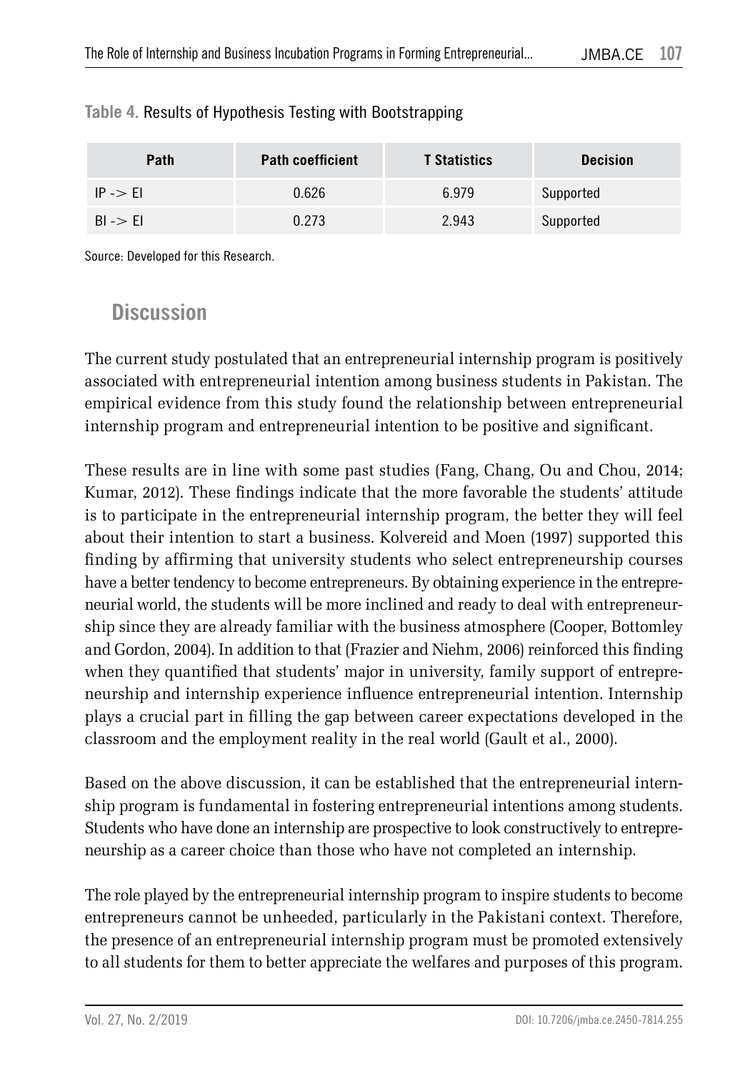**Table 4.** Results of Hypothesis Testing with Bootstrapping

| Path | Path coefficient | T Statistics | Decision |
|---|---|---|---|
| IP -> EI | 0.626 | 6.979 | Supported |
| BI -> EI | 0.273 | 2.943 | Supported |

Source: Developed for this Research.

## Discussion

The current study postulated that an entrepreneurial internship program is positively associated with entrepreneurial intention among business students in Pakistan. The empirical evidence from this study found the relationship between entrepreneurial internship program and entrepreneurial intention to be positive and significant.

These results are in line with some past studies (Fang, Chang, Ou and Chou, 2014; Kumar, 2012). These findings indicate that the more favorable the students' attitude is to participate in the entrepreneurial internship program, the better they will feel about their intention to start a business. Kolvereid and Moen (1997) supported this finding by affirming that university students who select entrepreneurship courses have a better tendency to become entrepreneurs. By obtaining experience in the entrepreneurial world, the students will be more inclined and ready to deal with entrepreneurship since they are already familiar with the business atmosphere (Cooper, Bottomley and Gordon, 2004). In addition to that (Frazier and Niehm, 2006) reinforced this finding when they quantified that students' major in university, family support of entrepreneurship and internship experience influence entrepreneurial intention. Internship plays a crucial part in filling the gap between career expectations developed in the classroom and the employment reality in the real world (Gault et al., 2000).

Based on the above discussion, it can be established that the entrepreneurial internship program is fundamental in fostering entrepreneurial intentions among students. Students who have done an internship are prospective to look constructively to entrepreneurship as a career choice than those who have not completed an internship.

The role played by the entrepreneurial internship program to inspire students to become entrepreneurs cannot be unheeded, particularly in the Pakistani context. Therefore, the presence of an entrepreneurial internship program must be promoted extensively to all students for them to better appreciate the welfares and purposes of this program.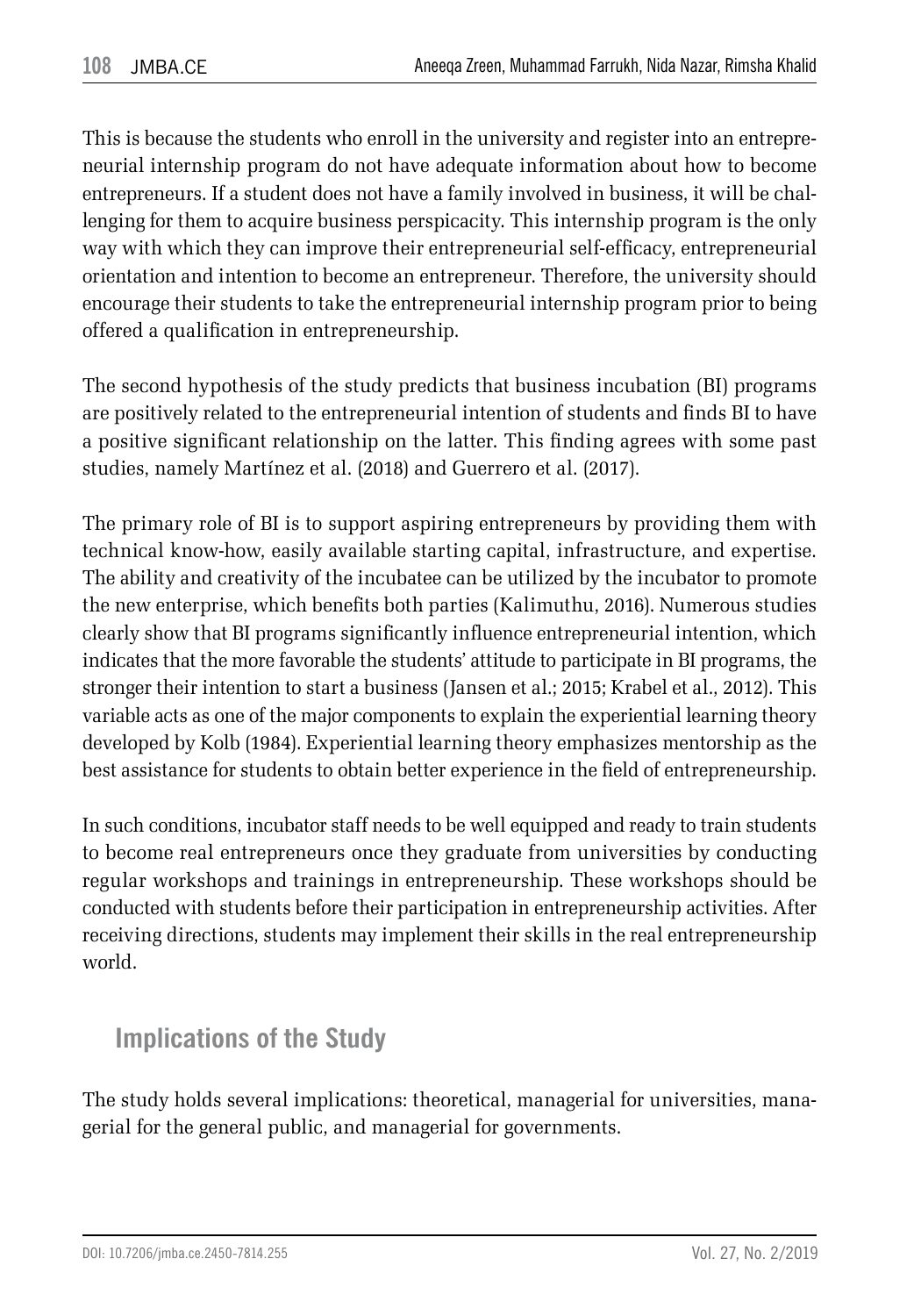This is because the students who enroll in the university and register into an entrepreneurial internship program do not have adequate information about how to become entrepreneurs. If a student does not have a family involved in business, it will be challenging for them to acquire business perspicacity. This internship program is the only way with which they can improve their entrepreneurial self-efficacy, entrepreneurial orientation and intention to become an entrepreneur. Therefore, the university should encourage their students to take the entrepreneurial internship program prior to being offered a qualification in entrepreneurship.

The second hypothesis of the study predicts that business incubation (BI) programs are positively related to the entrepreneurial intention of students and finds BI to have a positive significant relationship on the latter. This finding agrees with some past studies, namely Martínez et al. (2018) and Guerrero et al. (2017).

The primary role of BI is to support aspiring entrepreneurs by providing them with technical know-how, easily available starting capital, infrastructure, and expertise. The ability and creativity of the incubatee can be utilized by the incubator to promote the new enterprise, which benefits both parties (Kalimuthu, 2016). Numerous studies clearly show that BI programs significantly influence entrepreneurial intention, which indicates that the more favorable the students' attitude to participate in BI programs, the stronger their intention to start a business (Jansen et al.; 2015; Krabel et al., 2012). This variable acts as one of the major components to explain the experiential learning theory developed by Kolb (1984). Experiential learning theory emphasizes mentorship as the best assistance for students to obtain better experience in the field of entrepreneurship.

In such conditions, incubator staff needs to be well equipped and ready to train students to become real entrepreneurs once they graduate from universities by conducting regular workshops and trainings in entrepreneurship. These workshops should be conducted with students before their participation in entrepreneurship activities. After receiving directions, students may implement their skills in the real entrepreneurship world.

## Implications of the Study

The study holds several implications: theoretical, managerial for universities, managerial for the general public, and managerial for governments.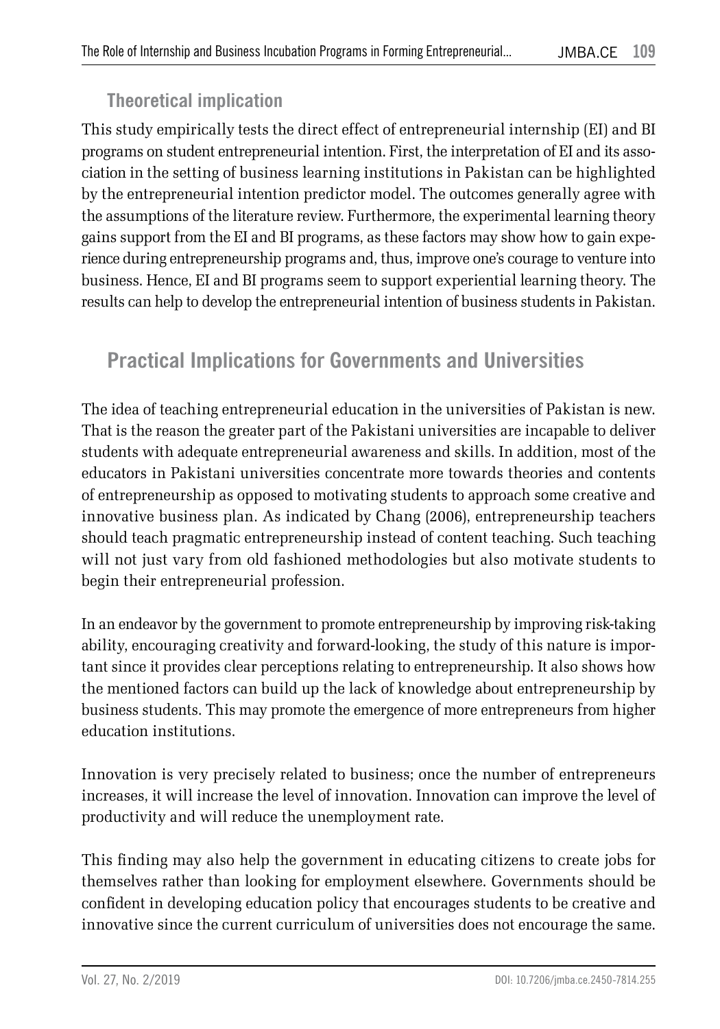## Theoretical implication

This study empirically tests the direct effect of entrepreneurial internship (EI) and BI programs on student entrepreneurial intention. First, the interpretation of EI and its association in the setting of business learning institutions in Pakistan can be highlighted by the entrepreneurial intention predictor model. The outcomes generally agree with the assumptions of the literature review. Furthermore, the experimental learning theory gains support from the EI and BI programs, as these factors may show how to gain experience during entrepreneurship programs and, thus, improve one's courage to venture into business. Hence, EI and BI programs seem to support experiential learning theory. The results can help to develop the entrepreneurial intention of business students in Pakistan.

## Practical Implications for Governments and Universities

The idea of teaching entrepreneurial education in the universities of Pakistan is new. That is the reason the greater part of the Pakistani universities are incapable to deliver students with adequate entrepreneurial awareness and skills. In addition, most of the educators in Pakistani universities concentrate more towards theories and contents of entrepreneurship as opposed to motivating students to approach some creative and innovative business plan. As indicated by Chang (2006), entrepreneurship teachers should teach pragmatic entrepreneurship instead of content teaching. Such teaching will not just vary from old fashioned methodologies but also motivate students to begin their entrepreneurial profession.

In an endeavor by the government to promote entrepreneurship by improving risk-taking ability, encouraging creativity and forward-looking, the study of this nature is important since it provides clear perceptions relating to entrepreneurship. It also shows how the mentioned factors can build up the lack of knowledge about entrepreneurship by business students. This may promote the emergence of more entrepreneurs from higher education institutions.

Innovation is very precisely related to business; once the number of entrepreneurs increases, it will increase the level of innovation. Innovation can improve the level of productivity and will reduce the unemployment rate.

This finding may also help the government in educating citizens to create jobs for themselves rather than looking for employment elsewhere. Governments should be confident in developing education policy that encourages students to be creative and innovative since the current curriculum of universities does not encourage the same.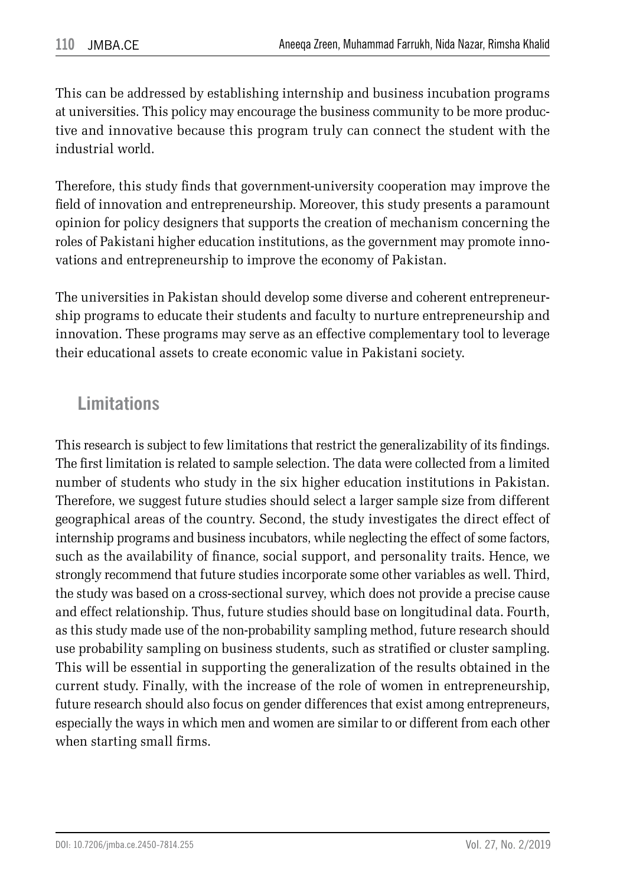This can be addressed by establishing internship and business incubation programs at universities. This policy may encourage the business community to be more productive and innovative because this program truly can connect the student with the industrial world.

Therefore, this study finds that government-university cooperation may improve the field of innovation and entrepreneurship. Moreover, this study presents a paramount opinion for policy designers that supports the creation of mechanism concerning the roles of Pakistani higher education institutions, as the government may promote innovations and entrepreneurship to improve the economy of Pakistan.

The universities in Pakistan should develop some diverse and coherent entrepreneurship programs to educate their students and faculty to nurture entrepreneurship and innovation. These programs may serve as an effective complementary tool to leverage their educational assets to create economic value in Pakistani society.

## Limitations

This research is subject to few limitations that restrict the generalizability of its findings. The first limitation is related to sample selection. The data were collected from a limited number of students who study in the six higher education institutions in Pakistan. Therefore, we suggest future studies should select a larger sample size from different geographical areas of the country. Second, the study investigates the direct effect of internship programs and business incubators, while neglecting the effect of some factors, such as the availability of finance, social support, and personality traits. Hence, we strongly recommend that future studies incorporate some other variables as well. Third, the study was based on a cross-sectional survey, which does not provide a precise cause and effect relationship. Thus, future studies should base on longitudinal data. Fourth, as this study made use of the non-probability sampling method, future research should use probability sampling on business students, such as stratified or cluster sampling. This will be essential in supporting the generalization of the results obtained in the current study. Finally, with the increase of the role of women in entrepreneurship, future research should also focus on gender differences that exist among entrepreneurs, especially the ways in which men and women are similar to or different from each other when starting small firms.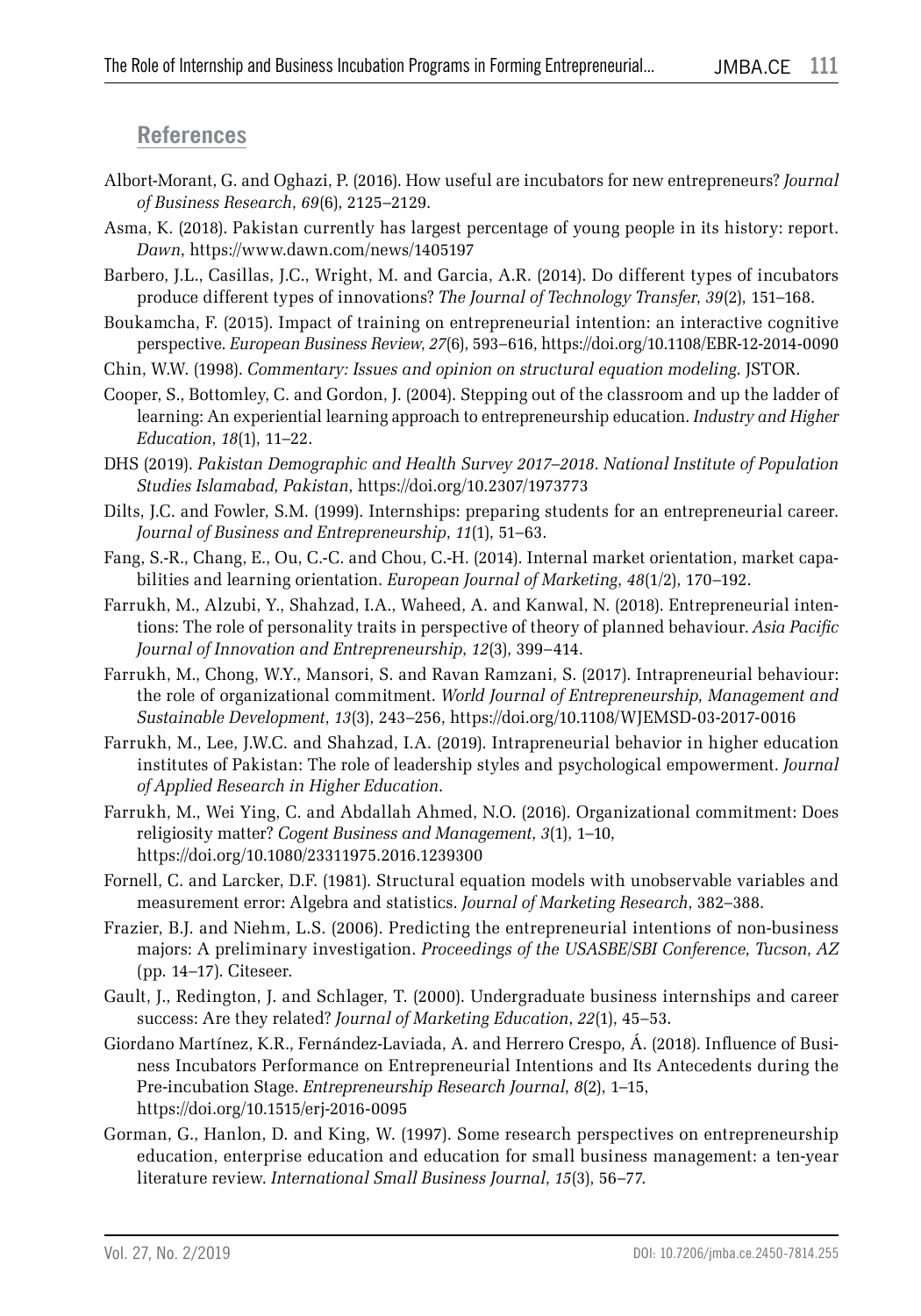## References

Albort-Morant, G. and Oghazi, P. (2016). How useful are incubators for new entrepreneurs? *Journal of Business Research*, *69*(6), 2125–2129.

Asma, K. (2018). Pakistan currently has largest percentage of young people in its history: report. *Dawn*, https://www.dawn.com/news/1405197

Barbero, J.L., Casillas, J.C., Wright, M. and Garcia, A.R. (2014). Do different types of incubators produce different types of innovations? *The Journal of Technology Transfer*, *39*(2), 151–168.

Boukamcha, F. (2015). Impact of training on entrepreneurial intention: an interactive cognitive perspective. *European Business Review*, *27*(6), 593–616, https://doi.org/10.1108/EBR-12-2014-0090

Chin, W.W. (1998). *Commentary: Issues and opinion on structural equation modeling*. JSTOR.

Cooper, S., Bottomley, C. and Gordon, J. (2004). Stepping out of the classroom and up the ladder of learning: An experiential learning approach to entrepreneurship education. *Industry and Higher Education*, *18*(1), 11–22.

DHS (2019). *Pakistan Demographic and Health Survey 2017–2018*. *National Institute of Population Studies Islamabad, Pakistan*, https://doi.org/10.2307/1973773

Dilts, J.C. and Fowler, S.M. (1999). Internships: preparing students for an entrepreneurial career. *Journal of Business and Entrepreneurship*, *11*(1), 51–63.

Fang, S.-R., Chang, E., Ou, C.-C. and Chou, C.-H. (2014). Internal market orientation, market capabilities and learning orientation. *European Journal of Marketing*, *48*(1/2), 170–192.

Farrukh, M., Alzubi, Y., Shahzad, I.A., Waheed, A. and Kanwal, N. (2018). Entrepreneurial intentions: The role of personality traits in perspective of theory of planned behaviour. *Asia Pacific Journal of Innovation and Entrepreneurship*, *12*(3), 399–414.

Farrukh, M., Chong, W.Y., Mansori, S. and Ravan Ramzani, S. (2017). Intrapreneurial behaviour: the role of organizational commitment. *World Journal of Entrepreneurship, Management and Sustainable Development*, *13*(3), 243–256, https://doi.org/10.1108/WJEMSD-03-2017-0016

Farrukh, M., Lee, J.W.C. and Shahzad, I.A. (2019). Intrapreneurial behavior in higher education institutes of Pakistan: The role of leadership styles and psychological empowerment. *Journal of Applied Research in Higher Education*.

Farrukh, M., Wei Ying, C. and Abdallah Ahmed, N.O. (2016). Organizational commitment: Does religiosity matter? *Cogent Business and Management*, *3*(1), 1–10, https://doi.org/10.1080/23311975.2016.1239300

Fornell, C. and Larcker, D.F. (1981). Structural equation models with unobservable variables and measurement error: Algebra and statistics. *Journal of Marketing Research*, 382–388.

Frazier, B.J. and Niehm, L.S. (2006). Predicting the entrepreneurial intentions of non-business majors: A preliminary investigation. *Proceedings of the USASBE/SBI Conference, Tucson, AZ* (pp. 14–17). Citeseer.

Gault, J., Redington, J. and Schlager, T. (2000). Undergraduate business internships and career success: Are they related? *Journal of Marketing Education*, *22*(1), 45–53.

Giordano Martínez, K.R., Fernández-Laviada, A. and Herrero Crespo, Á. (2018). Influence of Business Incubators Performance on Entrepreneurial Intentions and Its Antecedents during the Pre-incubation Stage. *Entrepreneurship Research Journal*, *8*(2), 1–15, https://doi.org/10.1515/erj-2016-0095

Gorman, G., Hanlon, D. and King, W. (1997). Some research perspectives on entrepreneurship education, enterprise education and education for small business management: a ten-year literature review. *International Small Business Journal*, *15*(3), 56–77.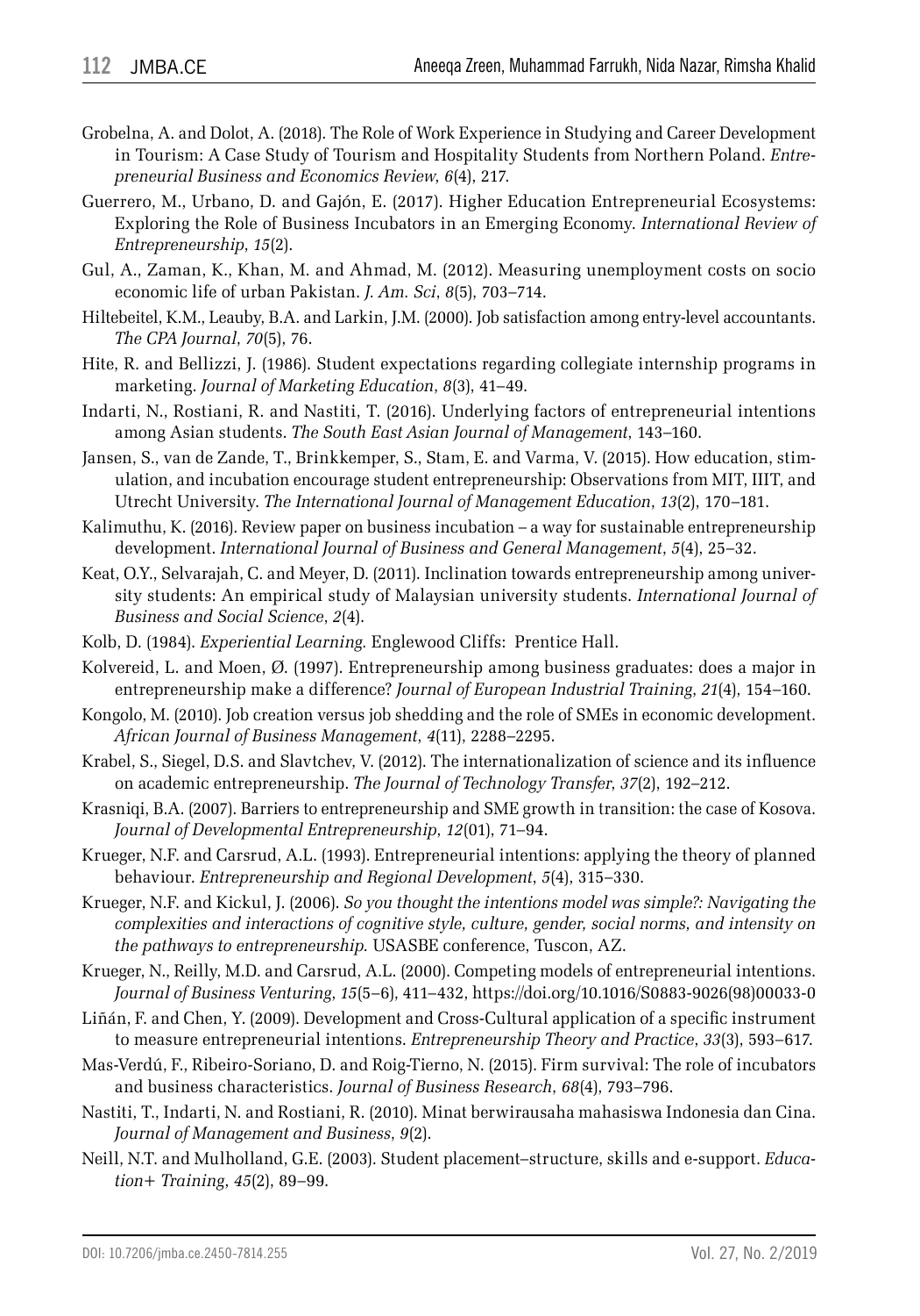Grobelna, A. and Dolot, A. (2018). The Role of Work Experience in Studying and Career Development in Tourism: A Case Study of Tourism and Hospitality Students from Northern Poland. *Entrepreneurial Business and Economics Review*, *6*(4), 217.

Guerrero, M., Urbano, D. and Gajón, E. (2017). Higher Education Entrepreneurial Ecosystems: Exploring the Role of Business Incubators in an Emerging Economy. *International Review of Entrepreneurship*, *15*(2).

Gul, A., Zaman, K., Khan, M. and Ahmad, M. (2012). Measuring unemployment costs on socio economic life of urban Pakistan. *J. Am. Sci*, *8*(5), 703–714.

Hiltebeitel, K.M., Leauby, B.A. and Larkin, J.M. (2000). Job satisfaction among entry-level accountants. *The CPA Journal*, *70*(5), 76.

Hite, R. and Bellizzi, J. (1986). Student expectations regarding collegiate internship programs in marketing. *Journal of Marketing Education*, *8*(3), 41–49.

Indarti, N., Rostiani, R. and Nastiti, T. (2016). Underlying factors of entrepreneurial intentions among Asian students. *The South East Asian Journal of Management*, 143–160.

Jansen, S., van de Zande, T., Brinkkemper, S., Stam, E. and Varma, V. (2015). How education, stimulation, and incubation encourage student entrepreneurship: Observations from MIT, IIIT, and Utrecht University. *The International Journal of Management Education*, *13*(2), 170–181.

Kalimuthu, K. (2016). Review paper on business incubation – a way for sustainable entrepreneurship development. *International Journal of Business and General Management*, *5*(4), 25–32.

Keat, O.Y., Selvarajah, C. and Meyer, D. (2011). Inclination towards entrepreneurship among university students: An empirical study of Malaysian university students. *International Journal of Business and Social Science*, *2*(4).

Kolb, D. (1984). *Experiential Learning.* Englewood Cliffs: Prentice Hall.

Kolvereid, L. and Moen, Ø. (1997). Entrepreneurship among business graduates: does a major in entrepreneurship make a difference? *Journal of European Industrial Training*, *21*(4), 154–160.

Kongolo, M. (2010). Job creation versus job shedding and the role of SMEs in economic development. *African Journal of Business Management*, *4*(11), 2288–2295.

Krabel, S., Siegel, D.S. and Slavtchev, V. (2012). The internationalization of science and its influence on academic entrepreneurship. *The Journal of Technology Transfer*, *37*(2), 192–212.

Krasniqi, B.A. (2007). Barriers to entrepreneurship and SME growth in transition: the case of Kosova. *Journal of Developmental Entrepreneurship*, *12*(01), 71–94.

Krueger, N.F. and Carsrud, A.L. (1993). Entrepreneurial intentions: applying the theory of planned behaviour. *Entrepreneurship and Regional Development*, *5*(4), 315–330.

Krueger, N.F. and Kickul, J. (2006). *So you thought the intentions model was simple?: Navigating the complexities and interactions of cognitive style, culture, gender, social norms, and intensity on the pathways to entrepreneurship.* USASBE conference, Tuscon, AZ.

Krueger, N., Reilly, M.D. and Carsrud, A.L. (2000). Competing models of entrepreneurial intentions. *Journal of Business Venturing*, *15*(5–6), 411–432, https://doi.org/10.1016/S0883-9026(98)00033-0

Liñán, F. and Chen, Y. (2009). Development and Cross-Cultural application of a specific instrument to measure entrepreneurial intentions. *Entrepreneurship Theory and Practice*, *33*(3), 593–617.

Mas-Verdú, F., Ribeiro-Soriano, D. and Roig-Tierno, N. (2015). Firm survival: The role of incubators and business characteristics. *Journal of Business Research*, *68*(4), 793–796.

Nastiti, T., Indarti, N. and Rostiani, R. (2010). Minat berwirausaha mahasiswa Indonesia dan Cina. *Journal of Management and Business*, *9*(2).

Neill, N.T. and Mulholland, G.E. (2003). Student placement–structure, skills and e-support. *Education+ Training*, *45*(2), 89–99.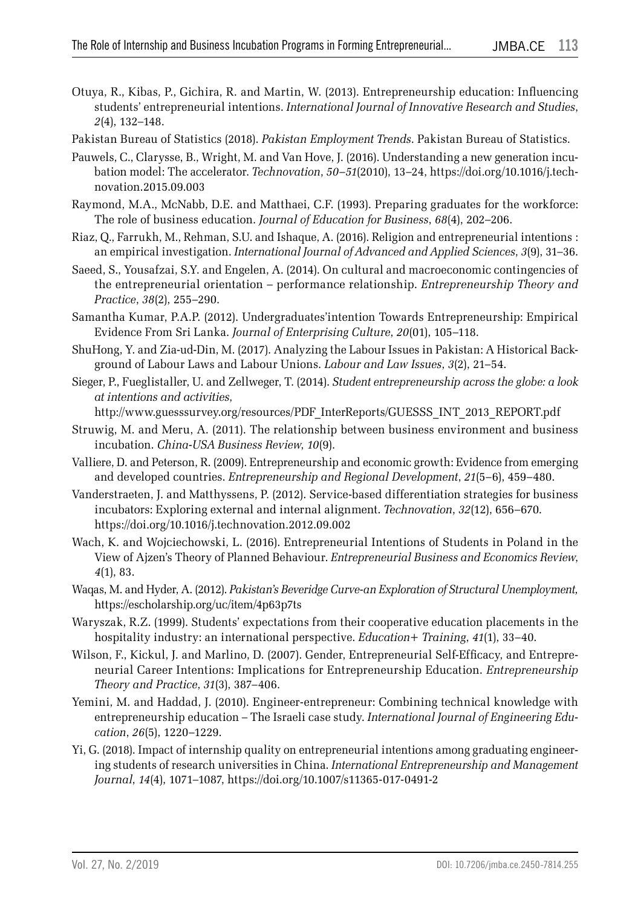Otuya, R., Kibas, P., Gichira, R. and Martin, W. (2013). Entrepreneurship education: Influencing students' entrepreneurial intentions. *International Journal of Innovative Research and Studies*, *2*(4), 132–148.

Pakistan Bureau of Statistics (2018). *Pakistan Employment Trends*. Pakistan Bureau of Statistics.

Pauwels, C., Clarysse, B., Wright, M. and Van Hove, J. (2016). Understanding a new generation incubation model: The accelerator. *Technovation*, *50–51*(2010), 13–24, https://doi.org/10.1016/j.technovation.2015.09.003

Raymond, M.A., McNabb, D.E. and Matthaei, C.F. (1993). Preparing graduates for the workforce: The role of business education. *Journal of Education for Business*, *68*(4), 202–206.

Riaz, Q., Farrukh, M., Rehman, S.U. and Ishaque, A. (2016). Religion and entrepreneurial intentions : an empirical investigation. *International Journal of Advanced and Applied Sciences*, *3*(9), 31–36.

Saeed, S., Yousafzai, S.Y. and Engelen, A. (2014). On cultural and macroeconomic contingencies of the entrepreneurial orientation – performance relationship. *Entrepreneurship Theory and Practice*, *38*(2), 255–290.

Samantha Kumar, P.A.P. (2012). Undergraduates'intention Towards Entrepreneurship: Empirical Evidence From Sri Lanka. *Journal of Enterprising Culture*, *20*(01), 105–118.

ShuHong, Y. and Zia-ud-Din, M. (2017). Analyzing the Labour Issues in Pakistan: A Historical Background of Labour Laws and Labour Unions. *Labour and Law Issues*, *3*(2), 21–54.

Sieger, P., Fueglistaller, U. and Zellweger, T. (2014). *Student entrepreneurship across the globe: a look at intentions and activities*, http://www.guesssurvey.org/resources/PDF_InterReports/GUESSS_INT_2013_REPORT.pdf

Struwig, M. and Meru, A. (2011). The relationship between business environment and business incubation. *China-USA Business Review*, *10*(9).

Valliere, D. and Peterson, R. (2009). Entrepreneurship and economic growth: Evidence from emerging and developed countries. *Entrepreneurship and Regional Development*, *21*(5–6), 459–480.

Vanderstraeten, J. and Matthyssens, P. (2012). Service-based differentiation strategies for business incubators: Exploring external and internal alignment. *Technovation*, *32*(12), 656–670. https://doi.org/10.1016/j.technovation.2012.09.002

Wach, K. and Wojciechowski, L. (2016). Entrepreneurial Intentions of Students in Poland in the View of Ajzen's Theory of Planned Behaviour. *Entrepreneurial Business and Economics Review*, *4*(1), 83.

Waqas, M. and Hyder, A. (2012). *Pakistan's Beveridge Curve-an Exploration of Structural Unemployment*, https://escholarship.org/uc/item/4p63p7ts

Waryszak, R.Z. (1999). Students' expectations from their cooperative education placements in the hospitality industry: an international perspective. *Education+ Training*, *41*(1), 33–40.

Wilson, F., Kickul, J. and Marlino, D. (2007). Gender, Entrepreneurial Self-Efficacy, and Entrepreneurial Career Intentions: Implications for Entrepreneurship Education. *Entrepreneurship Theory and Practice*, *31*(3), 387–406.

Yemini, M. and Haddad, J. (2010). Engineer-entrepreneur: Combining technical knowledge with entrepreneurship education – The Israeli case study. *International Journal of Engineering Education*, *26*(5), 1220–1229.

Yi, G. (2018). Impact of internship quality on entrepreneurial intentions among graduating engineering students of research universities in China. *International Entrepreneurship and Management Journal*, *14*(4), 1071–1087, https://doi.org/10.1007/s11365-017-0491-2